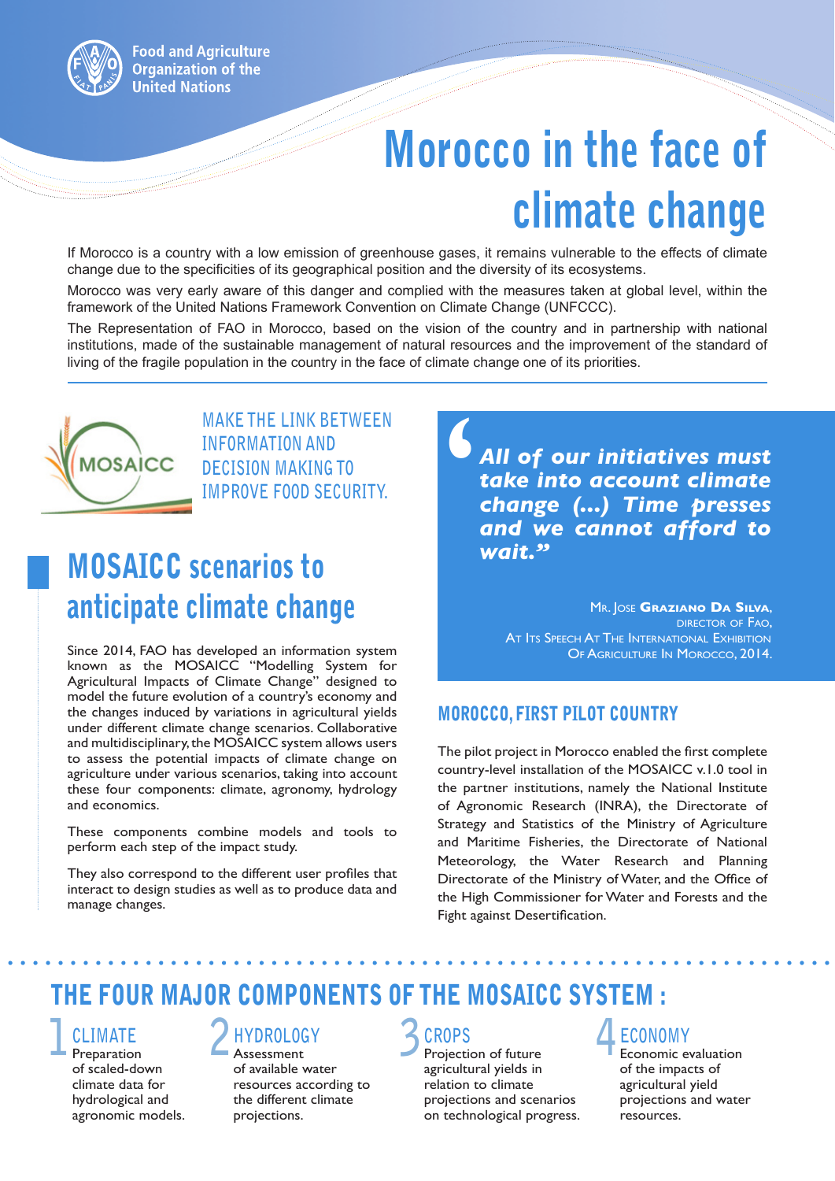Food and Agriculture Organization of the United Nations

# Morocco in the face of climate change

If Morocco is a country with a low emission of greenhouse gases, it remains vulnerable to the effects of climate change due to the specificities of its geographical position and the diversity of its ecosystems.

Morocco was very early aware of this danger and complied with the measures taken at global level, within the framework of the United Nations Framework Convention on Climate Change (UNFCCC).

The Representation of FAO in Morocco, based on the vision of the country and in partnership with national institutions, made of the sustainable management of natural resources and the improvement of the standard of living of the fragile population in the country in the face of climate change one of its priorities.

MOSAICC

MAKE THE LINK BETWEEN INFORMATION AND DECISION MAKING TO IMPROVE FOOD SECURITY.

## MOSAICC scenarios to anticipate climate change

Since 2014, FAO has developed an information system known as the MOSAICC "Modelling System for Agricultural Impacts of Climate Change" designed to model the future evolution of a country's economy and the changes induced by variations in agricultural yields under different climate change scenarios. Collaborative and multidisciplinary, the MOSAICC system allows users to assess the potential impacts of climate change on agriculture under various scenarios, taking into account these four components: climate, agronomy, hydrology and economics.

These components combine models and tools to perform each step of the impact study.

They also correspond to the different user profiles that interact to design studies as well as to produce data and manage changes.

> ***"All of our initiatives must take into account climate change (...) Time presses and we cannot afford to wait."***
>
> Mr. Jose **Graziano Da Silva**, Director of FAO, At Its Speech At The International Exhibition Of Agriculture In Morocco, 2014.

### MOROCCO, FIRST PILOT COUNTRY

The pilot project in Morocco enabled the first complete country-level installation of the MOSAICC v.1.0 tool in the partner institutions, namely the National Institute of Agronomic Research (INRA), the Directorate of Strategy and Statistics of the Ministry of Agriculture and Maritime Fisheries, the Directorate of National Meteorology, the Water Research and Planning Directorate of the Ministry of Water, and the Office of the High Commissioner for Water and Forests and the Fight against Desertification.

## THE FOUR MAJOR COMPONENTS OF THE MOSAICC SYSTEM :

1. **CLIMATE** Preparation of scaled-down climate data for hydrological and agronomic models.
2. **HYDROLOGY** Assessment of available water resources according to the different climate projections.
3. **CROPS** Projection of future agricultural yields in relation to climate projections and scenarios on technological progress.
4. **ECONOMY** Economic evaluation of the impacts of agricultural yield projections and water resources.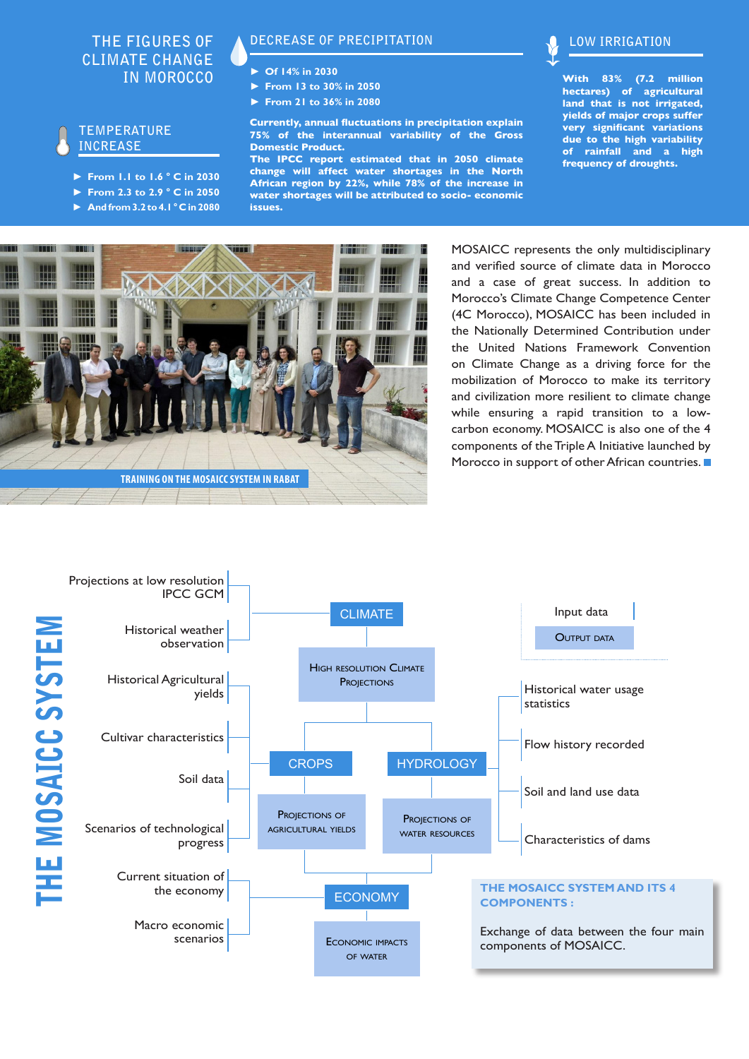## THE FIGURES OF CLIMATE CHANGE IN MOROCCO

### TEMPERATURE INCREASE

- From 1.1 to 1.6 ° C in 2030
- From 2.3 to 2.9 ° C in 2050
- And from 3.2 to 4.1 ° C in 2080

### DECREASE OF PRECIPITATION

- Of 14% in 2030
- From 13 to 30% in 2050
- From 21 to 36% in 2080

**Currently, annual fluctuations in precipitation explain 75% of the interannual variability of the Gross Domestic Product.**

**The IPCC report estimated that in 2050 climate change will affect water shortages in the North African region by 22%, while 78% of the increase in water shortages will be attributed to socio- economic issues.**

### LOW IRRIGATION

**With 83% (7.2 million hectares) of agricultural land that is not irrigated, yields of major crops suffer very significant variations due to the high variability of rainfall and a high frequency of droughts.**

TRAINING ON THE MOSAICC SYSTEM IN RABAT

MOSAICC represents the only multidisciplinary and verified source of climate data in Morocco and a case of great success. In addition to Morocco's Climate Change Competence Center (4C Morocco), MOSAICC has been included in the Nationally Determined Contribution under the United Nations Framework Convention on Climate Change as a driving force for the mobilization of Morocco to make its territory and civilization more resilient to climate change while ensuring a rapid transition to a low-carbon economy. MOSAICC is also one of the 4 components of the Triple A Initiative launched by Morocco in support of other African countries.

## THE MOSAICC SYSTEM

Input data

Output data

- Projections at low resolution IPCC GCM
- Historical weather observation

**CLIMATE** → High resolution Climate Projections

- Historical Agricultural yields
- Cultivar characteristics
- Soil data
- Scenarios of technological progress

**CROPS** → Projections of agricultural yields

- Historical water usage statistics
- Flow history recorded
- Soil and land use data
- Characteristics of dams

**HYDROLOGY** → Projections of water resources

- Current situation of the economy
- Macro economic scenarios

**ECONOMY** → Economic impacts of water

**THE MOSAICC SYSTEM AND ITS 4 COMPONENTS :**

Exchange of data between the four main components of MOSAICC.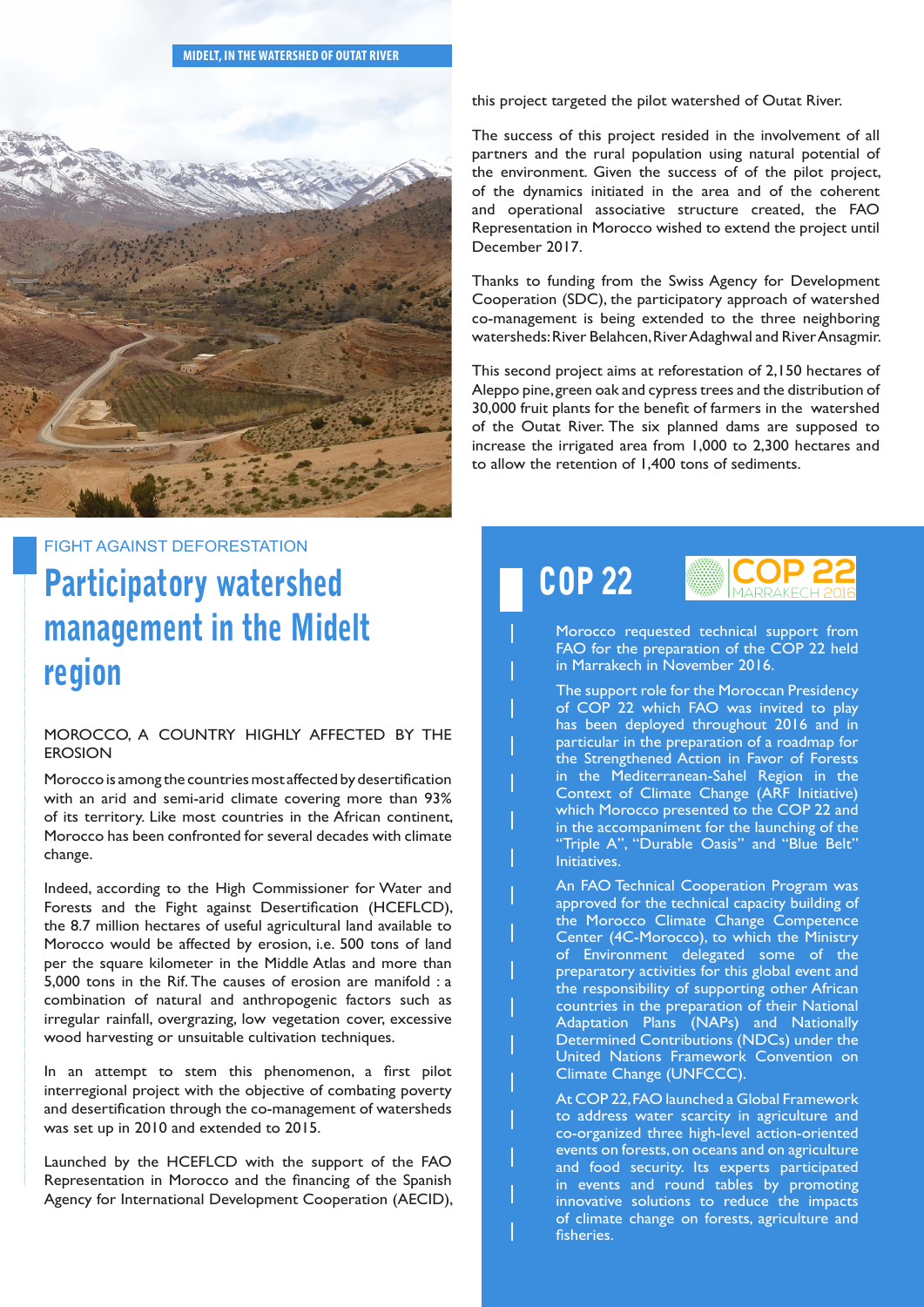MIDELT, IN THE WATERSHED OF OUTAT RIVER

FIGHT AGAINST DEFORESTATION

# Participatory watershed management in the Midelt region

## MOROCCO, A COUNTRY HIGHLY AFFECTED BY THE EROSION

Morocco is among the countries most affected by desertification with an arid and semi-arid climate covering more than 93% of its territory. Like most countries in the African continent, Morocco has been confronted for several decades with climate change.

Indeed, according to the High Commissioner for Water and Forests and the Fight against Desertification (HCEFLCD), the 8.7 million hectares of useful agricultural land available to Morocco would be affected by erosion, i.e. 500 tons of land per the square kilometer in the Middle Atlas and more than 5,000 tons in the Rif. The causes of erosion are manifold : a combination of natural and anthropogenic factors such as irregular rainfall, overgrazing, low vegetation cover, excessive wood harvesting or unsuitable cultivation techniques.

In an attempt to stem this phenomenon, a first pilot interregional project with the objective of combating poverty and desertification through the co-management of watersheds was set up in 2010 and extended to 2015.

Launched by the HCEFLCD with the support of the FAO Representation in Morocco and the financing of the Spanish Agency for International Development Cooperation (AECID), this project targeted the pilot watershed of Outat River.

The success of this project resided in the involvement of all partners and the rural population using natural potential of the environment. Given the success of of the pilot project, of the dynamics initiated in the area and of the coherent and operational associative structure created, the FAO Representation in Morocco wished to extend the project until December 2017.

Thanks to funding from the Swiss Agency for Development Cooperation (SDC), the participatory approach of watershed co-management is being extended to the three neighboring watersheds: River Belahcen, River Adaghwal and River Ansagmir.

This second project aims at reforestation of 2,150 hectares of Aleppo pine, green oak and cypress trees and the distribution of 30,000 fruit plants for the benefit of farmers in the watershed of the Outat River. The six planned dams are supposed to increase the irrigated area from 1,000 to 2,300 hectares and to allow the retention of 1,400 tons of sediments.

## COP 22

COP 22 MARRAKECH 2016

Morocco requested technical support from FAO for the preparation of the COP 22 held in Marrakech in November 2016.

The support role for the Moroccan Presidency of COP 22 which FAO was invited to play has been deployed throughout 2016 and in particular in the preparation of a roadmap for the Strengthened Action in Favor of Forests in the Mediterranean-Sahel Region in the Context of Climate Change (ARF Initiative) which Morocco presented to the COP 22 and in the accompaniment for the launching of the "Triple A", "Durable Oasis" and "Blue Belt" Initiatives.

An FAO Technical Cooperation Program was approved for the technical capacity building of the Morocco Climate Change Competence Center (4C-Morocco), to which the Ministry of Environment delegated some of the preparatory activities for this global event and the responsibility of supporting other African countries in the preparation of their National Adaptation Plans (NAPs) and Nationally Determined Contributions (NDCs) under the United Nations Framework Convention on Climate Change (UNFCCC).

At COP 22, FAO launched a Global Framework to address water scarcity in agriculture and co-organized three high-level action-oriented events on forests, on oceans and on agriculture and food security. Its experts participated in events and round tables by promoting innovative solutions to reduce the impacts of climate change on forests, agriculture and fisheries.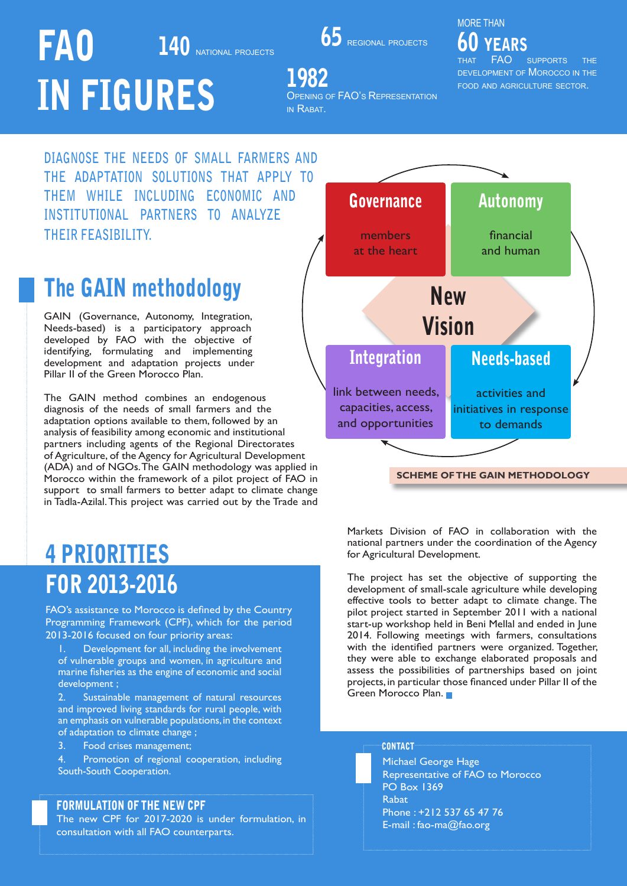# FAO IN FIGURES

**140** NATIONAL PROJECTS

**65** REGIONAL PROJECTS

**1982**
OPENING OF FAO'S REPRESENTATION IN RABAT.

MORE THAN
**60 YEARS**
THAT FAO SUPPORTS THE DEVELOPMENT OF MOROCCO IN THE FOOD AND AGRICULTURE SECTOR.

DIAGNOSE THE NEEDS OF SMALL FARMERS AND THE ADAPTATION SOLUTIONS THAT APPLY TO THEM WHILE INCLUDING ECONOMIC AND INSTITUTIONAL PARTNERS TO ANALYZE THEIR FEASIBILITY.

## The GAIN methodology

GAIN (Governance, Autonomy, Integration, Needs-based) is a participatory approach developed by FAO with the objective of identifying, formulating and implementing development and adaptation projects under Pillar II of the Green Morocco Plan.

The GAIN method combines an endogenous diagnosis of the needs of small farmers and the adaptation options available to them, followed by an analysis of feasibility among economic and institutional partners including agents of the Regional Directorates of Agriculture, of the Agency for Agricultural Development (ADA) and of NGOs. The GAIN methodology was applied in Morocco within the framework of a pilot project of FAO in support to small farmers to better adapt to climate change in Tadla-Azilal. This project was carried out by the Trade and Markets Division of FAO in collaboration with the national partners under the coordination of the Agency for Agricultural Development.

The project has set the objective of supporting the development of small-scale agriculture while developing effective tools to better adapt to climate change. The pilot project started in September 2011 with a national start-up workshop held in Beni Mellal and ended in June 2014. Following meetings with farmers, consultations with the identified partners were organized. Together, they were able to exchange elaborated proposals and assess the possibilities of partnerships based on joint projects, in particular those financed under Pillar II of the Green Morocco Plan.

Governance
members at the heart

Autonomy
financial and human

New Vision

Integration
link between needs, capacities, access, and opportunities

Needs-based
activities and initiatives in response to demands

SCHEME OF THE GAIN METHODOLOGY

## 4 PRIORITIES FOR 2013-2016

FAO's assistance to Morocco is defined by the Country Programming Framework (CPF), which for the period 2013-2016 focused on four priority areas:

1. Development for all, including the involvement of vulnerable groups and women, in agriculture and marine fisheries as the engine of economic and social development ;
2. Sustainable management of natural resources and improved living standards for rural people, with an emphasis on vulnerable populations, in the context of adaptation to climate change ;
3. Food crises management;
4. Promotion of regional cooperation, including South-South Cooperation.

### FORMULATION OF THE NEW CPF

The new CPF for 2017-2020 is under formulation, in consultation with all FAO counterparts.

### CONTACT

Michael George Hage
Representative of FAO to Morocco
PO Box 1369
Rabat
Phone : +212 537 65 47 76
E-mail : fao-ma@fao.org